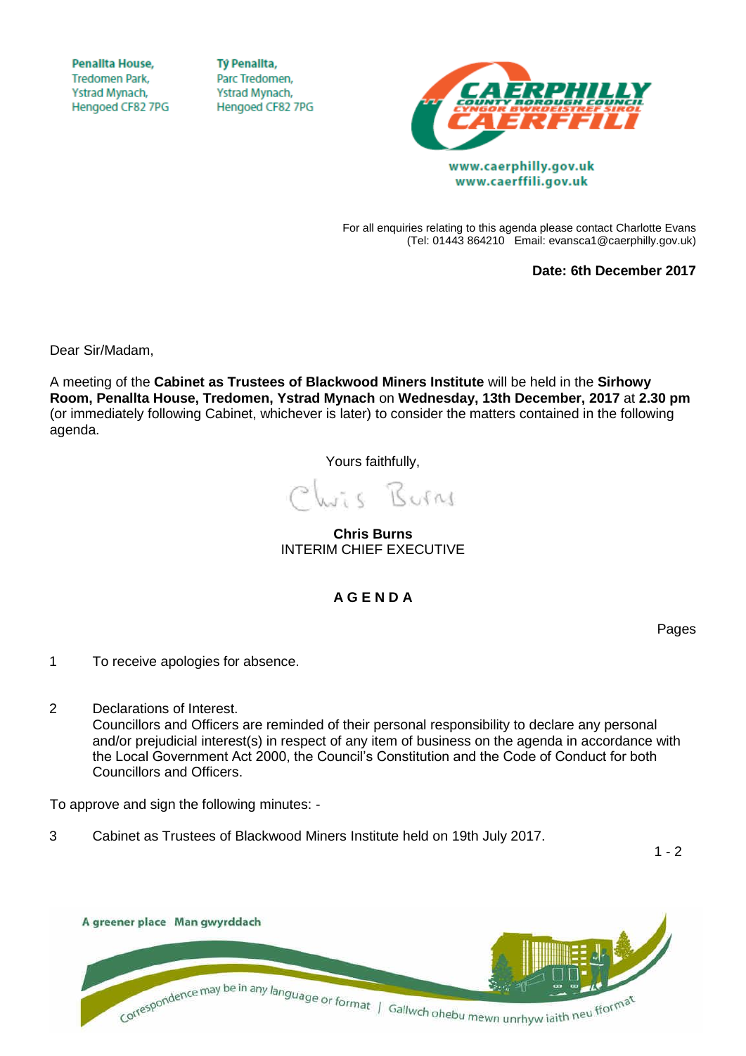Penallta House,
Tredomen Park,
Ystrad Mynach,
Hengoed CF82 7PG

Tŷ Penallta,
Parc Tredomen,
Ystrad Mynach,
Hengoed CF82 7PG

CAERPHILLY COUNTY BOROUGH COUNCIL
CYNGOR BWRDEISTREF SIROL CAERFFILI

www.caerphilly.gov.uk
www.caerffili.gov.uk

For all enquiries relating to this agenda please contact Charlotte Evans
(Tel: 01443 864210 Email: evansca1@caerphilly.gov.uk)

**Date: 6th December 2017**

Dear Sir/Madam,

A meeting of the **Cabinet as Trustees of Blackwood Miners Institute** will be held in the **Sirhowy Room, Penallta House, Tredomen, Ystrad Mynach** on **Wednesday, 13th December, 2017** at **2.30 pm** (or immediately following Cabinet, whichever is later) to consider the matters contained in the following agenda.

Yours faithfully,

Chris Burns

**Chris Burns**
INTERIM CHIEF EXECUTIVE

## A G E N D A

Pages

1 To receive apologies for absence.

2 Declarations of Interest.
Councillors and Officers are reminded of their personal responsibility to declare any personal and/or prejudicial interest(s) in respect of any item of business on the agenda in accordance with the Local Government Act 2000, the Council's Constitution and the Code of Conduct for both Councillors and Officers.

To approve and sign the following minutes: -

3 Cabinet as Trustees of Blackwood Miners Institute held on 19th July 2017. 1 - 2

A greener place Man gwyrddach

Correspondence may be in any language or format | Gallwch ohebu mewn unrhyw iaith neu fformat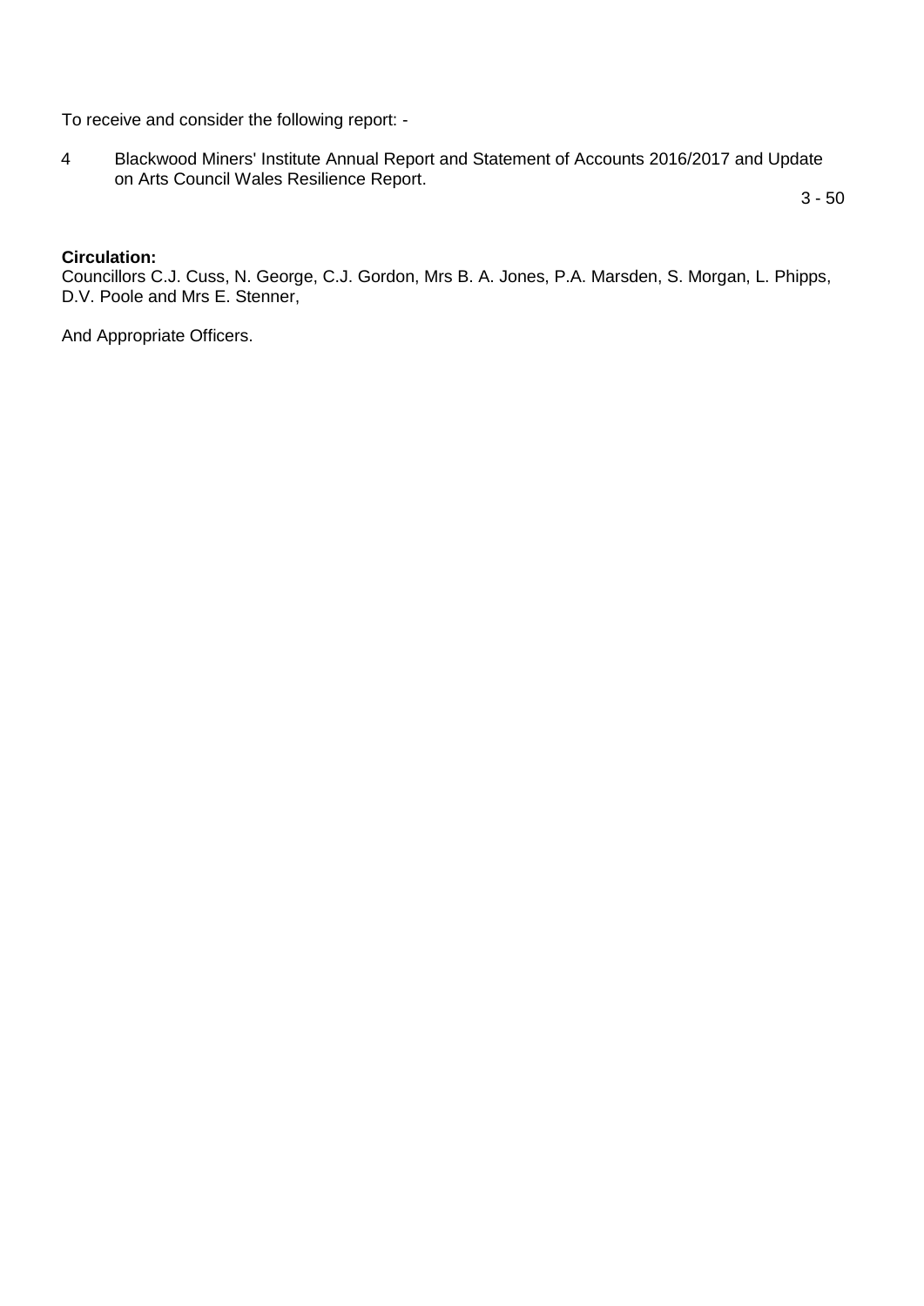To receive and consider the following report: -

4 Blackwood Miners' Institute Annual Report and Statement of Accounts 2016/2017 and Update on Arts Council Wales Resilience Report.

3 - 50

**Circulation:**
Councillors C.J. Cuss, N. George, C.J. Gordon, Mrs B. A. Jones, P.A. Marsden, S. Morgan, L. Phipps, D.V. Poole and Mrs E. Stenner,

And Appropriate Officers.